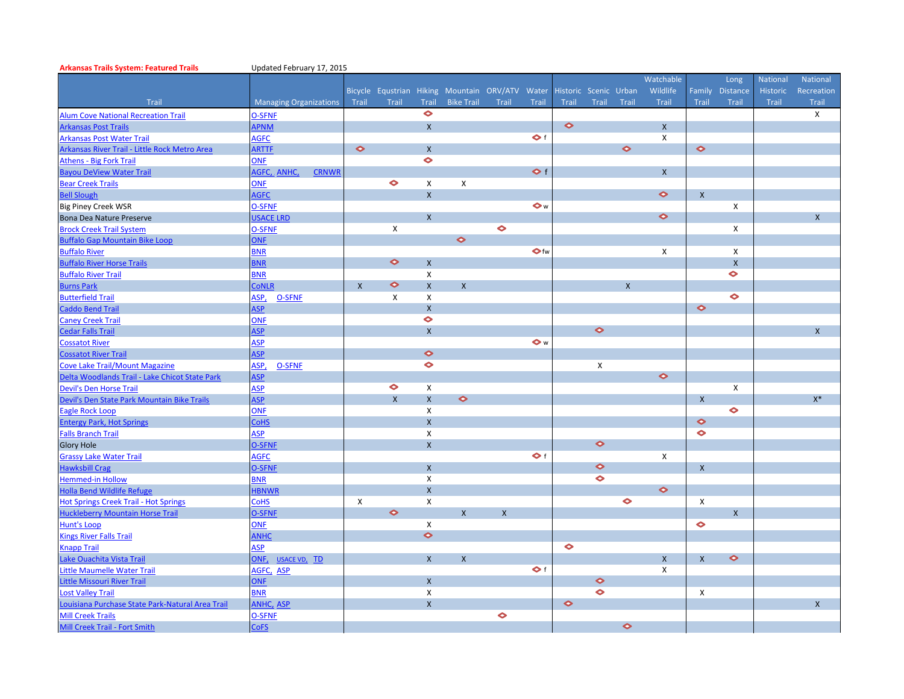**Arkansas Trails System: Featured Trails** Updated February 17, 2015

| Trail | Managing Organizations | Bicycle Trail | Equstrian Trail | Hiking Trail | Mountain Bike Trail | ORV/ATV Trail | Water Trail | Historic Trail | Scenic Trail | Urban Trail | Watchable Wildlife Trail | Family Trail | Long Distance Trail | National Historic Trail | National Recreation Trail |
|---|---|---|---|---|---|---|---|---|---|---|---|---|---|---|---|
| Alum Cove National Recreation Trail | O-SFNF | | | ◆ | | | | | | | | | | | X |
| Arkansas Post Trails | APNM | | | X | | | | ◆ | | | X | | | | |
| Arkansas Post Water Trail | AGFC | | | | | | ◆ f | | | | X | | | | |
| Arkansas River Trail - Little Rock Metro Area | ARTTF | ◆ | | X | | | | | | ◆ | | ◆ | | | |
| Athens - Big Fork Trail | ONF | | | ◆ | | | | | | | | | | | |
| Bayou DeView Water Trail | AGFC, ANHC, CRNWR | | | | | | ◆ f | | | | X | | | | |
| Bear Creek Trails | ONF | | ◆ | X | X | | | | | | | | | | |
| Bell Slough | AGFC | | | X | | | | | | | ◆ | X | | | |
| Big Piney Creek WSR | O-SFNF | | | | | | ◆ w | | | | | | X | | |
| Bona Dea Nature Preserve | USACE LRD | | | X | | | | | | | ◆ | | | | X |
| Brock Creek Trail System | O-SFNF | | X | | | ◆ | | | | | | | X | | |
| Buffalo Gap Mountain Bike Loop | ONF | | | | ◆ | | | | | | | | | | |
| Buffalo River | BNR | | | | | | ◆ fw | | | | X | | X | | |
| Buffalo River Horse Trails | BNR | | ◆ | X | | | | | | | | | X | | |
| Buffalo River Trail | BNR | | | X | | | | | | | | | ◆ | | |
| Burns Park | CoNLR | X | ◆ | X | X | | | | | X | | | | | |
| Butterfield Trail | ASP, O-SFNF | | X | X | | | | | | | | | ◆ | | |
| Caddo Bend Trail | ASP | | | X | | | | | | | | ◆ | | | |
| Caney Creek Trail | ONF | | | ◆ | | | | | | | | | | | |
| Cedar Falls Trail | ASP | | | X | | | | | ◆ | | | | | | X |
| Cossatot River | ASP | | | | | | ◆ w | | | | | | | | |
| Cossatot River Trail | ASP | | | ◆ | | | | | | | | | | | |
| Cove Lake Trail/Mount Magazine | ASP, O-SFNF | | | ◆ | | | | | X | | | | | | |
| Delta Woodlands Trail - Lake Chicot State Park | ASP | | | | | | | | | | ◆ | | | | |
| Devil's Den Horse Trail | ASP | | ◆ | X | | | | | | | | | X | | |
| Devil's Den State Park Mountain Bike Trails | ASP | | X | X | ◆ | | | | | | | X | | | X* |
| Eagle Rock Loop | ONF | | | X | | | | | | | | | ◆ | | |
| Entergy Park, Hot Springs | CoHS | | | X | | | | | | | | ◆ | | | |
| Falls Branch Trail | ASP | | | X | | | | | | | | ◆ | | | |
| Glory Hole | O-SFNF | | | X | | | | | ◆ | | | | | | |
| Grassy Lake Water Trail | AGFC | | | | | | ◆ f | | | | X | | | | |
| Hawksbill Crag | O-SFNF | | | X | | | | | ◆ | | | X | | | |
| Hemmed-in Hollow | BNR | | | X | | | | | ◆ | | | | | | |
| Holla Bend Wildlife Refuge | HBNWR | | | X | | | | | | | ◆ | | | | |
| Hot Springs Creek Trail - Hot Springs | CoHS | X | | X | | | | | | ◆ | | X | | | |
| Huckleberry Mountain Horse Trail | O-SFNF | | ◆ | | X | X | | | | | | | X | | |
| Hunt's Loop | ONF | | | X | | | | | | | | ◆ | | | |
| Kings River Falls Trail | ANHC | | | ◆ | | | | | | | | | | | |
| Knapp Trail | ASP | | | | | | | ◆ | | | | | | | |
| Lake Ouachita Vista Trail | ONF, USACE VD, TD | | | X | X | | | | | | X | X | ◆ | | |
| Little Maumelle Water Trail | AGFC, ASP | | | | | | ◆ f | | | | X | | | | |
| Little Missouri River Trail | ONF | | | X | | | | | ◆ | | | | | | |
| Lost Valley Trail | BNR | | | X | | | | | ◆ | | | X | | | |
| Louisiana Purchase State Park-Natural Area Trail | ANHC, ASP | | | X | | | | ◆ | | | | | | | X |
| Mill Creek Trails | O-SFNF | | | | | ◆ | | | | | | | | | |
| Mill Creek Trail - Fort Smith | CoFS | | | | | | | | | ◆ | | | | | |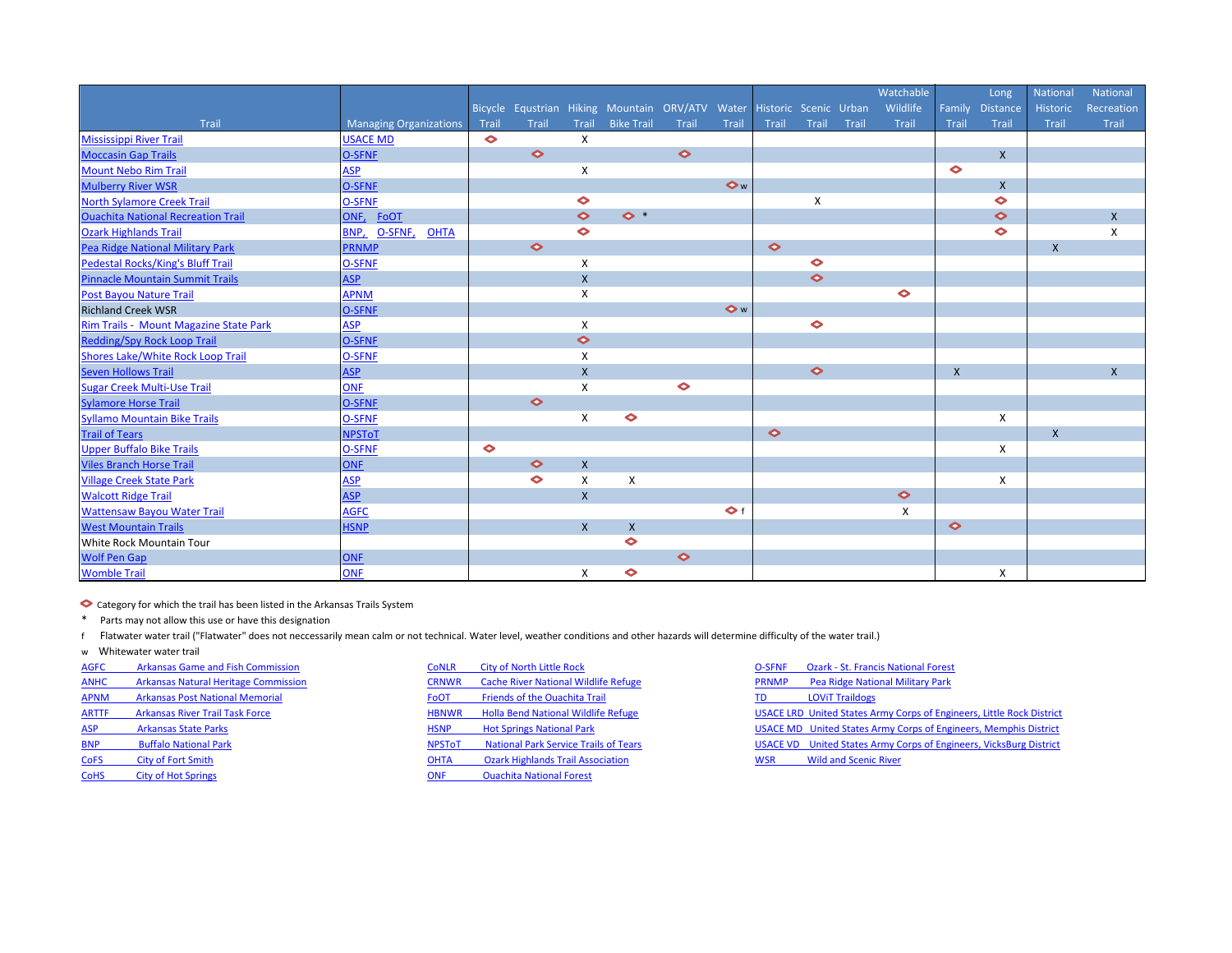| Trail | Managing Organizations | Bicycle Trail | Equestrian Trail | Hiking Trail | Mountain Bike Trail | ORV/ATV Trail | Water Trail | Historic Trail | Scenic Trail | Urban Trail | Watchable Wildlife Trail | Family Trail | Long Distance Trail | National Historic Trail | National Recreation Trail |
|---|---|---|---|---|---|---|---|---|---|---|---|---|---|---|---|
| Mississippi River Trail | USACE MD | ◆ | | X | | | | | | | | | | | |
| Moccasin Gap Trails | O-SFNF | | ◆ | | | ◆ | | | | | | | X | | |
| Mount Nebo Rim Trail | ASP | | | X | | | | | | | | ◆ | | | |
| Mulberry River WSR | O-SFNF | | | | | | ◆ w | | | | | | X | | |
| North Sylamore Creek Trail | O-SFNF | | | ◆ | | | | | X | | | | ◆ | | |
| Ouachita National Recreation Trail | ONF, FoOT | | | ◆ | ◆ * | | | | | | | | ◆ | | X |
| Ozark Highlands Trail | BNP, O-SFNF, OHTA | | | ◆ | | | | | | | | | ◆ | | X |
| Pea Ridge National Military Park | PRNMP | | ◆ | | | | | ◆ | | | | | | X | |
| Pedestal Rocks/King's Bluff Trail | O-SFNF | | | X | | | | | ◆ | | | | | | |
| Pinnacle Mountain Summit Trails | ASP | | | X | | | | | ◆ | | | | | | |
| Post Bayou Nature Trail | APNM | | | X | | | | | | | ◆ | | | | |
| Richland Creek WSR | O-SFNF | | | | | | ◆ w | | | | | | | | |
| Rim Trails - Mount Magazine State Park | ASP | | | X | | | | | ◆ | | | | | | |
| Redding/Spy Rock Loop Trail | O-SFNF | | | ◆ | | | | | | | | | | | |
| Shores Lake/White Rock Loop Trail | O-SFNF | | | X | | | | | | | | | | | |
| Seven Hollows Trail | ASP | | | X | | | | | ◆ | | | X | | | X |
| Sugar Creek Multi-Use Trail | ONF | | | X | | ◆ | | | | | | | | | |
| Sylamore Horse Trail | O-SFNF | | ◆ | | | | | | | | | | | | |
| Syllamo Mountain Bike Trails | O-SFNF | | | X | ◆ | | | | | | | | X | | |
| Trail of Tears | NPSToT | | | | | | | ◆ | | | | | | X | |
| Upper Buffalo Bike Trails | O-SFNF | ◆ | | | | | | | | | | | X | | |
| Viles Branch Horse Trail | ONF | | ◆ | X | | | | | | | | | | | |
| Village Creek State Park | ASP | | ◆ | X | X | | | | | | | | X | | |
| Walcott Ridge Trail | ASP | | | X | | | | | | | ◆ | | | | |
| Wattensaw Bayou Water Trail | AGFC | | | | | | ◆ f | | | | X | | | | |
| West Mountain Trails | HSNP | | | X | X | | | | | | | ◆ | | | |
| White Rock Mountain Tour | | | | | ◆ | | | | | | | | | | |
| Wolf Pen Gap | ONF | | | | | ◆ | | | | | | | | | |
| Womble Trail | ONF | | | X | ◆ | | | | | | | | X | | |

◆ Category for which the trail has been listed in the Arkansas Trails System

\* Parts may not allow this use or have this designation

f Flatwater water trail ("Flatwater" does not neccessarily mean calm or not technical. Water level, weather conditions and other hazards will determine difficulty of the water trail.)

w Whitewater water trail

AGFC Arkansas Game and Fish Commission
ANHC Arkansas Natural Heritage Commission
APNM Arkansas Post National Memorial
ARTTF Arkansas River Trail Task Force
ASP Arkansas State Parks
BNP Buffalo National Park
CoFS City of Fort Smith
CoHS City of Hot Springs
CoNLR City of North Little Rock
CRNWR Cache River National Wildlife Refuge
FoOT Friends of the Ouachita Trail
HBNWR Holla Bend National Wildlife Refuge
HSNP Hot Springs National Park
NPSToT National Park Service Trails of Tears
OHTA Ozark Highlands Trail Association
ONF Ouachita National Forest
O-SFNF Ozark - St. Francis National Forest
PRNMP Pea Ridge National Military Park
TD LOViT Traildogs
USACE LRD United States Army Corps of Engineers, Little Rock District
USACE MD United States Army Corps of Engineers, Memphis District
USACE VD United States Army Corps of Engineers, VicksBurg District
WSR Wild and Scenic River